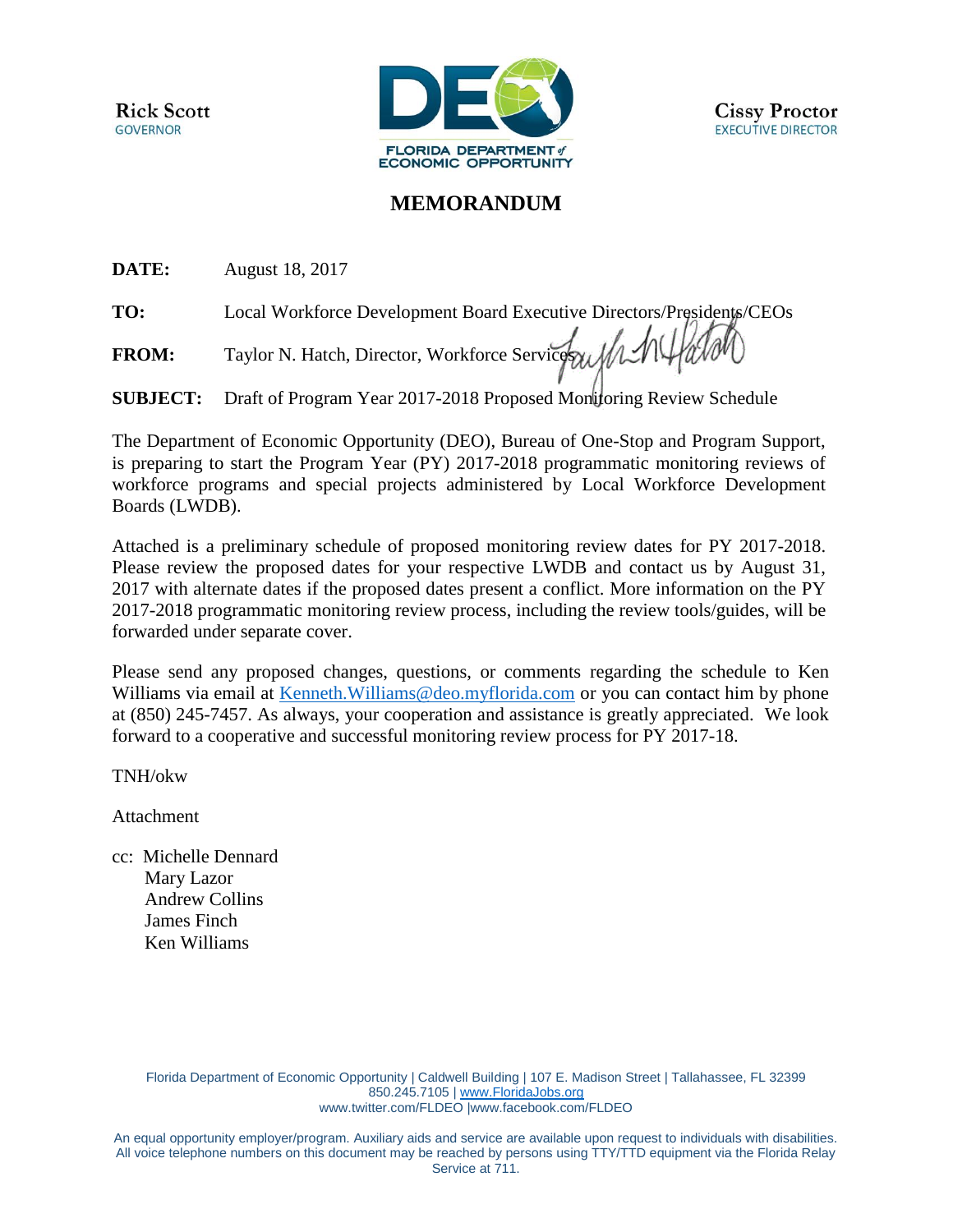Rick Scott
GOVERNOR

FLORIDA DEPARTMENT of ECONOMIC OPPORTUNITY

Cissy Proctor
EXECUTIVE DIRECTOR

# MEMORANDUM

**DATE:** August 18, 2017

**TO:** Local Workforce Development Board Executive Directors/Presidents/CEOs

**FROM:** Taylor N. Hatch, Director, Workforce Services

**SUBJECT:** Draft of Program Year 2017-2018 Proposed Monitoring Review Schedule

The Department of Economic Opportunity (DEO), Bureau of One-Stop and Program Support, is preparing to start the Program Year (PY) 2017-2018 programmatic monitoring reviews of workforce programs and special projects administered by Local Workforce Development Boards (LWDB).

Attached is a preliminary schedule of proposed monitoring review dates for PY 2017-2018. Please review the proposed dates for your respective LWDB and contact us by August 31, 2017 with alternate dates if the proposed dates present a conflict. More information on the PY 2017-2018 programmatic monitoring review process, including the review tools/guides, will be forwarded under separate cover.

Please send any proposed changes, questions, or comments regarding the schedule to Ken Williams via email at Kenneth.Williams@deo.myflorida.com or you can contact him by phone at (850) 245-7457. As always, your cooperation and assistance is greatly appreciated. We look forward to a cooperative and successful monitoring review process for PY 2017-18.

TNH/okw

Attachment

cc: Michelle Dennard
Mary Lazor
Andrew Collins
James Finch
Ken Williams

Florida Department of Economic Opportunity | Caldwell Building | 107 E. Madison Street | Tallahassee, FL 32399
850.245.7105 | www.FloridaJobs.org
www.twitter.com/FLDEO |www.facebook.com/FLDEO

An equal opportunity employer/program. Auxiliary aids and service are available upon request to individuals with disabilities. All voice telephone numbers on this document may be reached by persons using TTY/TTD equipment via the Florida Relay Service at 711.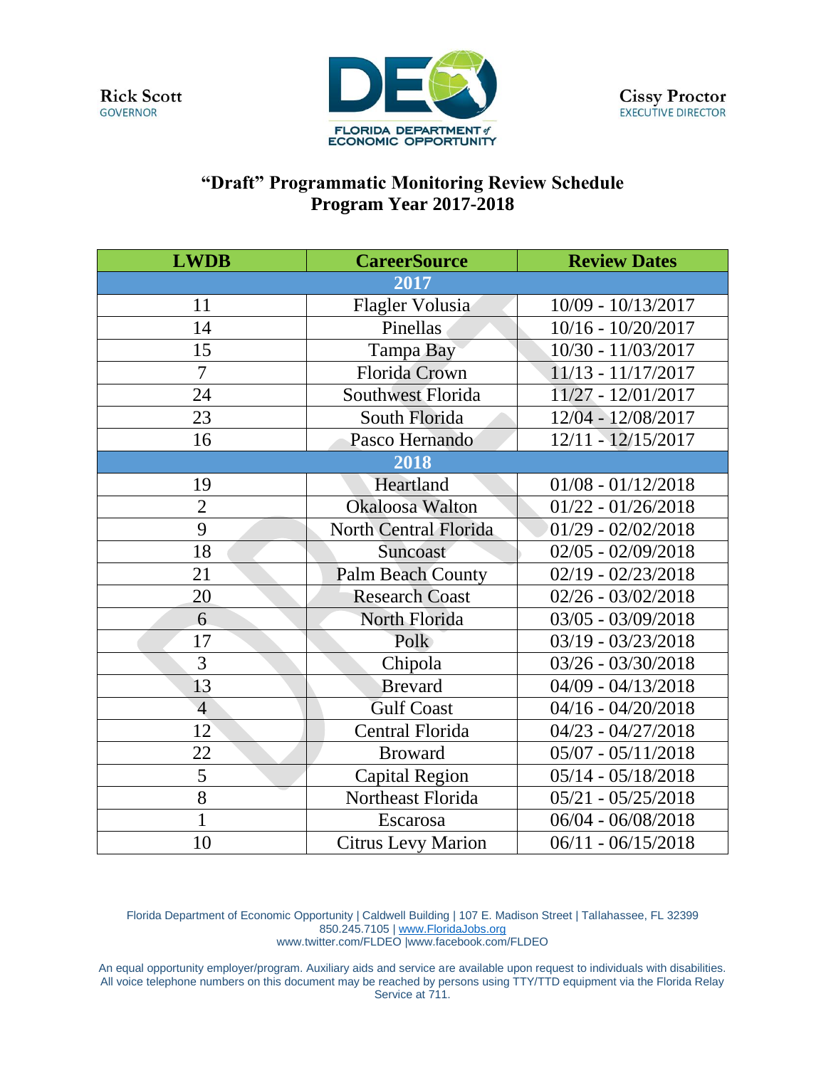Rick Scott
GOVERNOR

FLORIDA DEPARTMENT of ECONOMIC OPPORTUNITY

Cissy Proctor
EXECUTIVE DIRECTOR

## "Draft" Programmatic Monitoring Review Schedule
## Program Year 2017-2018

| LWDB | CareerSource | Review Dates |
|---|---|---|
| **2017** | | |
| 11 | Flagler Volusia | 10/09 - 10/13/2017 |
| 14 | Pinellas | 10/16 - 10/20/2017 |
| 15 | Tampa Bay | 10/30 - 11/03/2017 |
| 7 | Florida Crown | 11/13 - 11/17/2017 |
| 24 | Southwest Florida | 11/27 - 12/01/2017 |
| 23 | South Florida | 12/04 - 12/08/2017 |
| 16 | Pasco Hernando | 12/11 - 12/15/2017 |
| **2018** | | |
| 19 | Heartland | 01/08 - 01/12/2018 |
| 2 | Okaloosa Walton | 01/22 - 01/26/2018 |
| 9 | North Central Florida | 01/29 - 02/02/2018 |
| 18 | Suncoast | 02/05 - 02/09/2018 |
| 21 | Palm Beach County | 02/19 - 02/23/2018 |
| 20 | Research Coast | 02/26 - 03/02/2018 |
| 6 | North Florida | 03/05 - 03/09/2018 |
| 17 | Polk | 03/19 - 03/23/2018 |
| 3 | Chipola | 03/26 - 03/30/2018 |
| 13 | Brevard | 04/09 - 04/13/2018 |
| 4 | Gulf Coast | 04/16 - 04/20/2018 |
| 12 | Central Florida | 04/23 - 04/27/2018 |
| 22 | Broward | 05/07 - 05/11/2018 |
| 5 | Capital Region | 05/14 - 05/18/2018 |
| 8 | Northeast Florida | 05/21 - 05/25/2018 |
| 1 | Escarosa | 06/04 - 06/08/2018 |
| 10 | Citrus Levy Marion | 06/11 - 06/15/2018 |

Florida Department of Economic Opportunity | Caldwell Building | 107 E. Madison Street | Tallahassee, FL 32399
850.245.7105 | www.FloridaJobs.org
www.twitter.com/FLDEO |www.facebook.com/FLDEO

An equal opportunity employer/program. Auxiliary aids and service are available upon request to individuals with disabilities. All voice telephone numbers on this document may be reached by persons using TTY/TTD equipment via the Florida Relay Service at 711.